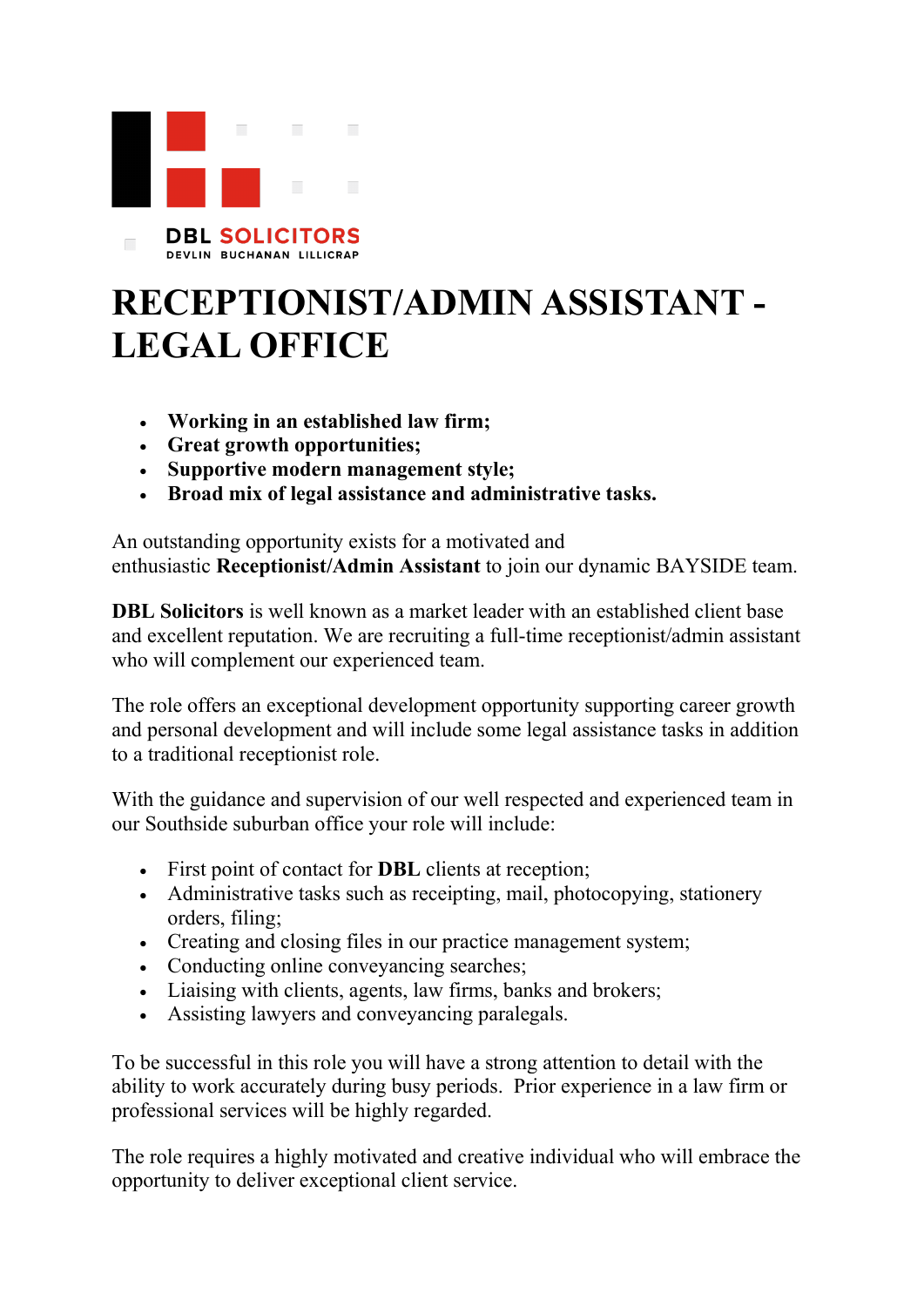DBL SOLICITORS
DEVLIN BUCHANAN LILLICRAP

# RECEPTIONIST/ADMIN ASSISTANT - LEGAL OFFICE

- **Working in an established law firm;**
- **Great growth opportunities;**
- **Supportive modern management style;**
- **Broad mix of legal assistance and administrative tasks.**

An outstanding opportunity exists for a motivated and enthusiastic **Receptionist/Admin Assistant** to join our dynamic BAYSIDE team.

**DBL Solicitors** is well known as a market leader with an established client base and excellent reputation. We are recruiting a full-time receptionist/admin assistant who will complement our experienced team.

The role offers an exceptional development opportunity supporting career growth and personal development and will include some legal assistance tasks in addition to a traditional receptionist role.

With the guidance and supervision of our well respected and experienced team in our Southside suburban office your role will include:

- First point of contact for **DBL** clients at reception;
- Administrative tasks such as receipting, mail, photocopying, stationery orders, filing;
- Creating and closing files in our practice management system;
- Conducting online conveyancing searches;
- Liaising with clients, agents, law firms, banks and brokers;
- Assisting lawyers and conveyancing paralegals.

To be successful in this role you will have a strong attention to detail with the ability to work accurately during busy periods. Prior experience in a law firm or professional services will be highly regarded.

The role requires a highly motivated and creative individual who will embrace the opportunity to deliver exceptional client service.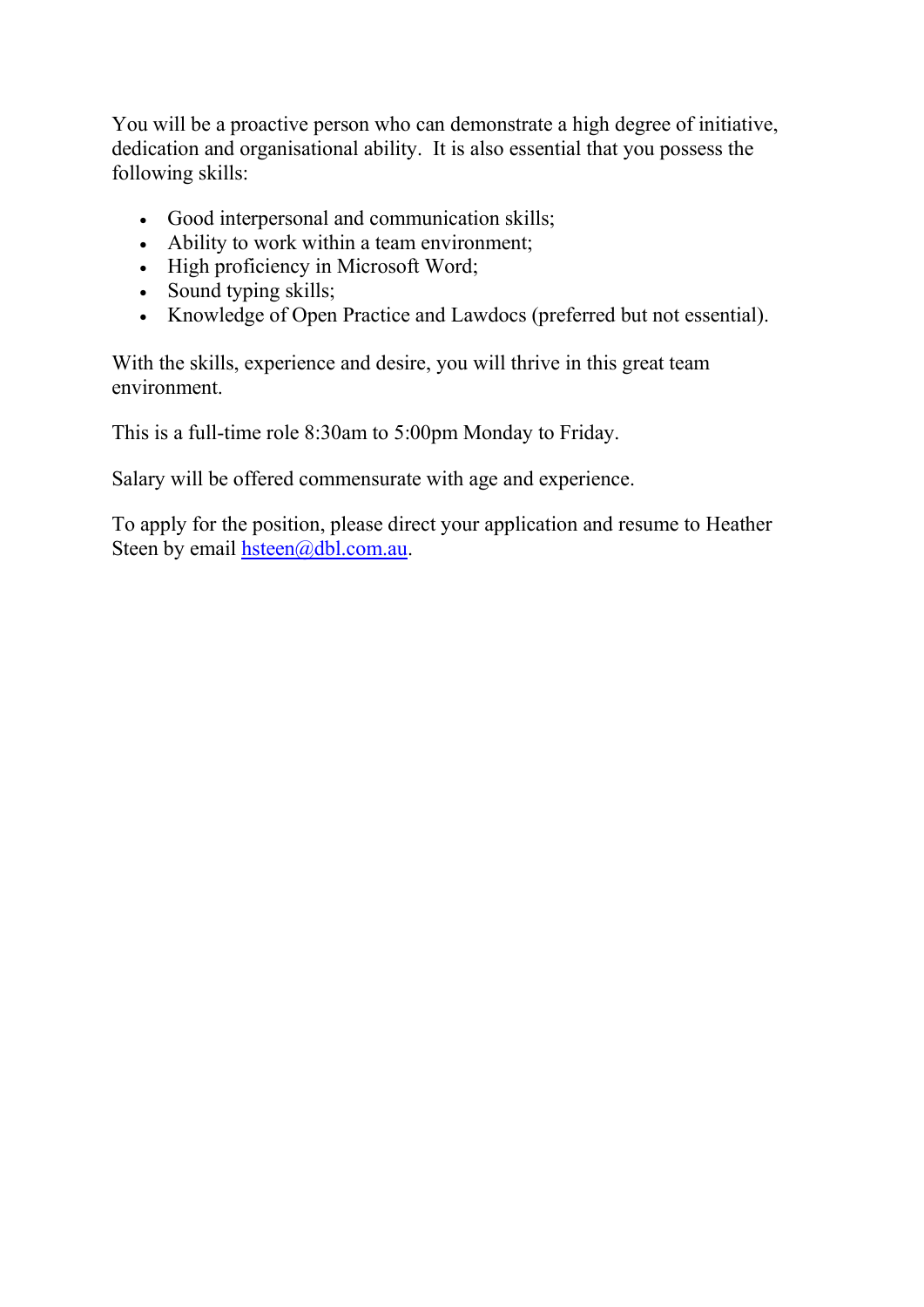You will be a proactive person who can demonstrate a high degree of initiative, dedication and organisational ability. It is also essential that you possess the following skills:

- Good interpersonal and communication skills;
- Ability to work within a team environment;
- High proficiency in Microsoft Word;
- Sound typing skills;
- Knowledge of Open Practice and Lawdocs (preferred but not essential).

With the skills, experience and desire, you will thrive in this great team environment.

This is a full-time role 8:30am to 5:00pm Monday to Friday.

Salary will be offered commensurate with age and experience.

To apply for the position, please direct your application and resume to Heather Steen by email hsteen@dbl.com.au.